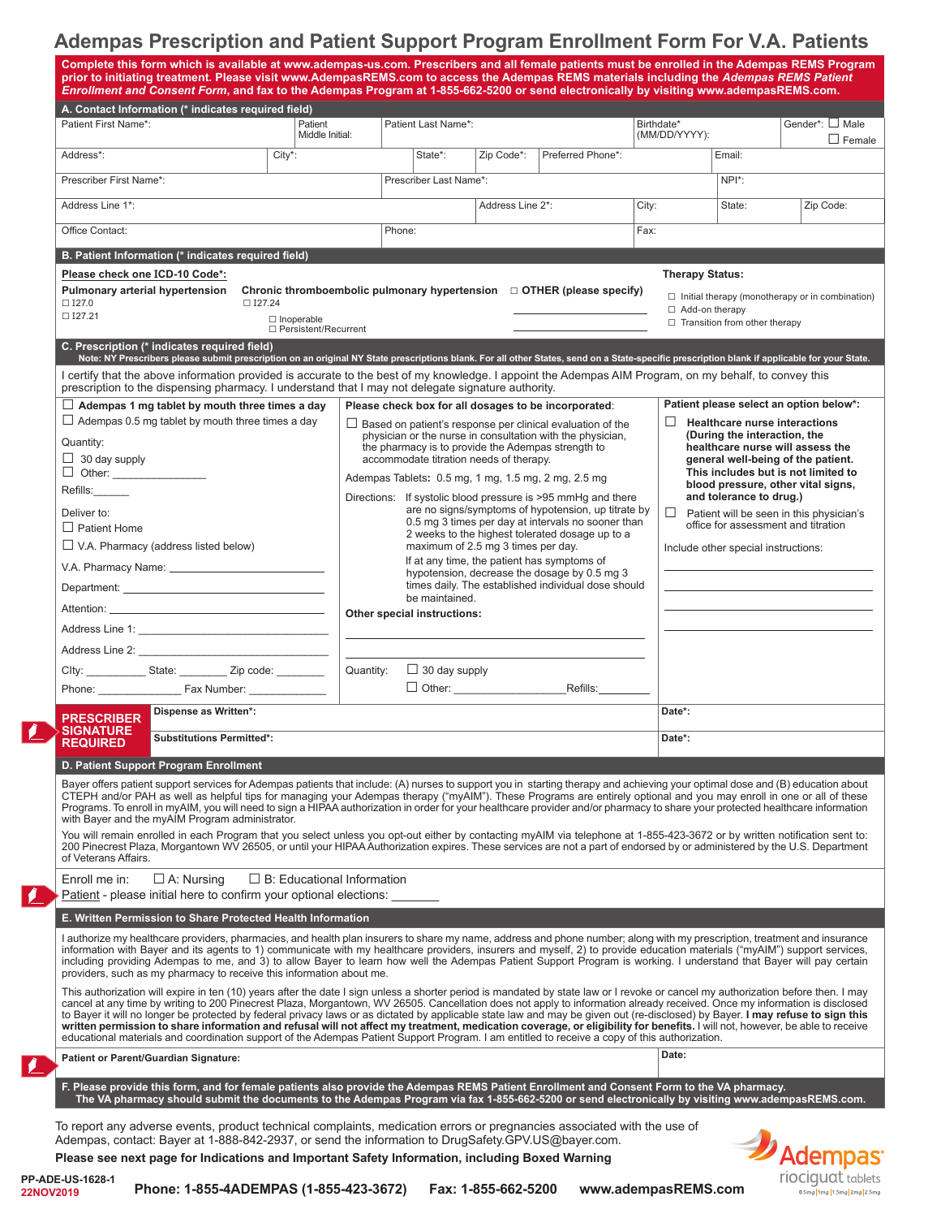# Adempas Prescription and Patient Support Program Enrollment Form For V.A. Patients

**Complete this form which is available at www.adempas-us.com. Prescribers and all female patients must be enrolled in the Adempas REMS Program prior to initiating treatment. Please visit www.AdempasREMS.com to access the Adempas REMS materials including the *Adempas REMS Patient Enrollment and Consent Form*, and fax to the Adempas Program at 1-855-662-5200 or send electronically by visiting www.adempasREMS.com.**

## A. Contact Information (* indicates required field)

| Patient First Name*: | Patient Middle Initial: | Patient Last Name*: | Birthdate* (MM/DD/YYYY): | Gender*: ☐ Male ☐ Female |
|---|---|---|---|---|
| Address*: | City*: | State*: | Zip Code*: | Preferred Phone*: | Email: |

| Prescriber First Name*: | Prescriber Last Name*: | NPI*: |
|---|---|---|
| Address Line 1*: | Address Line 2*: | City: | State: | Zip Code: |
| Office Contact: | Phone: | Fax: |

## B. Patient Information (* indicates required field)

**Please check one ICD-10 Code*:**

**Pulmonary arterial hypertension**
- ☐ I27.0
- ☐ I27.21

**Chronic thromboembolic pulmonary hypertension**
- ☐ I27.24
  - ☐ Inoperable
  - ☐ Persistent/Recurrent

☐ **OTHER (please specify)** ____________________

**Therapy Status:**
- ☐ Initial therapy (monotherapy or in combination)
- ☐ Add-on therapy
- ☐ Transition from other therapy

## C. Prescription (* indicates required field)

**Note: NY Prescribers please submit prescription on an original NY State prescriptions blank. For all other States, send on a State-specific prescription blank if applicable for your State.**

I certify that the above information provided is accurate to the best of my knowledge. I appoint the Adempas AIM Program, on my behalf, to convey this prescription to the dispensing pharmacy. I understand that I may not delegate signature authority.

☐ **Adempas 1 mg tablet by mouth three times a day**
☐ Adempas 0.5 mg tablet by mouth three times a day

Quantity:
☐ 30 day supply
☐ Other: _______________

Refills:______

Deliver to:
☐ Patient Home
☐ V.A. Pharmacy (address listed below)

V.A. Pharmacy Name: ____________________
Department: ____________________
Attention: ____________________
Address Line 1: ____________________
Address Line 2: ____________________
CIty: __________ State: ________ Zip code: ________
Phone: ____________ Fax Number: ____________

**Please check box for all dosages to be incorporated**:

☐ Based on patient's response per clinical evaluation of the physician or the nurse in consultation with the physician, the pharmacy is to provide the Adempas strength to accommodate titration needs of therapy.

Adempas Tablets: 0.5 mg, 1 mg, 1.5 mg, 2 mg, 2.5 mg

Directions: If systolic blood pressure is >95 mmHg and there are no signs/symptoms of hypotension, up titrate by 0.5 mg 3 times per day at intervals no sooner than 2 weeks to the highest tolerated dosage up to a maximum of 2.5 mg 3 times per day.
If at any time, the patient has symptoms of hypotension, decrease the dosage by 0.5 mg 3 times daily. The established individual dose should be maintained.

**Other special instructions:**
____________________
____________________

Quantity: ☐ 30 day supply
☐ Other: ________________Refills:__________

**Patient please select an option below*:**

☐ **Healthcare nurse interactions (During the interaction, the healthcare nurse will assess the general well-being of the patient. This includes but is not limited to blood pressure, other vital signs, and tolerance to drug.)**

☐ Patient will be seen in this physician's office for assessment and titration

Include other special instructions:
____________________
____________________
____________________
____________________

| **PRESCRIBER SIGNATURE REQUIRED** | **Dispense as Written*:** | **Date*:** |
|---|---|---|
| | **Substitutions Permitted*:** | **Date*:** |

## D. Patient Support Program Enrollment

Bayer offers patient support services for Adempas patients that include: (A) nurses to support you in starting therapy and achieving your optimal dose and (B) education about CTEPH and/or PAH as well as helpful tips for managing your Adempas therapy ("myAIM"). These Programs are entirely optional and you may enroll in one or all of these Programs. To enroll in myAIM, you will need to sign a HIPAA authorization in order for your healthcare provider and/or pharmacy to share your protected health information with Bayer and the myAIM Program administrator.

You will remain enrolled in each Program that you select unless you opt-out either by contacting myAIM via telephone at 1-855-423-3672 or by written notification sent to: 200 Pinecrest Plaza, Morgantown WV 26505, or until your HIPAA Authorization expires. These services are not a part of endorsed by or administered by the U.S. Department of Veterans Affairs.

Enroll me in: ☐ A: Nursing ☐ B: Educational Information

Patient - please initial here to confirm your optional elections: _______

## E. Written Permission to Share Protected Health Information

I authorize my healthcare providers, pharmacies, and health plan insurers to share my name, address and phone number; along with my prescription, treatment and insurance information with Bayer and its agents to 1) communicate with my healthcare providers, insurers and myself, 2) to provide education materials ("myAIM") support services, including providing Adempas to me, and 3) to allow Bayer to learn how well the Adempas Patient Support Program is working. I understand that Bayer will pay certain providers, such as my pharmacy to receive this information about me.

This authorization will expire in ten (10) years after the date I sign unless a shorter period is mandated by state law or I revoke or cancel my authorization before then. I may cancel at any time by writing to 200 Pinecrest Plaza, Morgantown, WV 26505. Cancellation does not apply to information already received. Once my information is disclosed to Bayer it will no longer be protected by federal privacy laws or as dictated by applicable state law and may be given out (re-disclosed) by Bayer. **I may refuse to sign this written permission to share information and refusal will not affect my treatment, medication coverage, or eligibility for benefits.** I will not, however, be able to receive educational materials and coordination support of the Adempas Patient Support Program. I am entitled to receive a copy of this authorization.

| **Patient or Parent/Guardian Signature:** | **Date:** |
|---|---|

## F. Please provide this form, and for female patients also provide the Adempas REMS Patient Enrollment and Consent Form to the VA pharmacy.

**The VA pharmacy should submit the documents to the Adempas Program via fax 1-855-662-5200 or send electronically by visiting www.adempasREMS.com.**

To report any adverse events, product technical complaints, medication errors or pregnancies associated with the use of Adempas, contact: Bayer at 1-888-842-2937, or send the information to DrugSafety.GPV.US@bayer.com.

**Please see next page for Indications and Important Safety Information, including Boxed Warning**

PP-ADE-US-1628-1
22NOV2019

**Phone: 1-855-4ADEMPAS (1-855-423-3672) Fax: 1-855-662-5200 www.adempasREMS.com**

Adempas riociguat tablets 0.5mg | 1mg | 1.5mg | 2mg | 2.5mg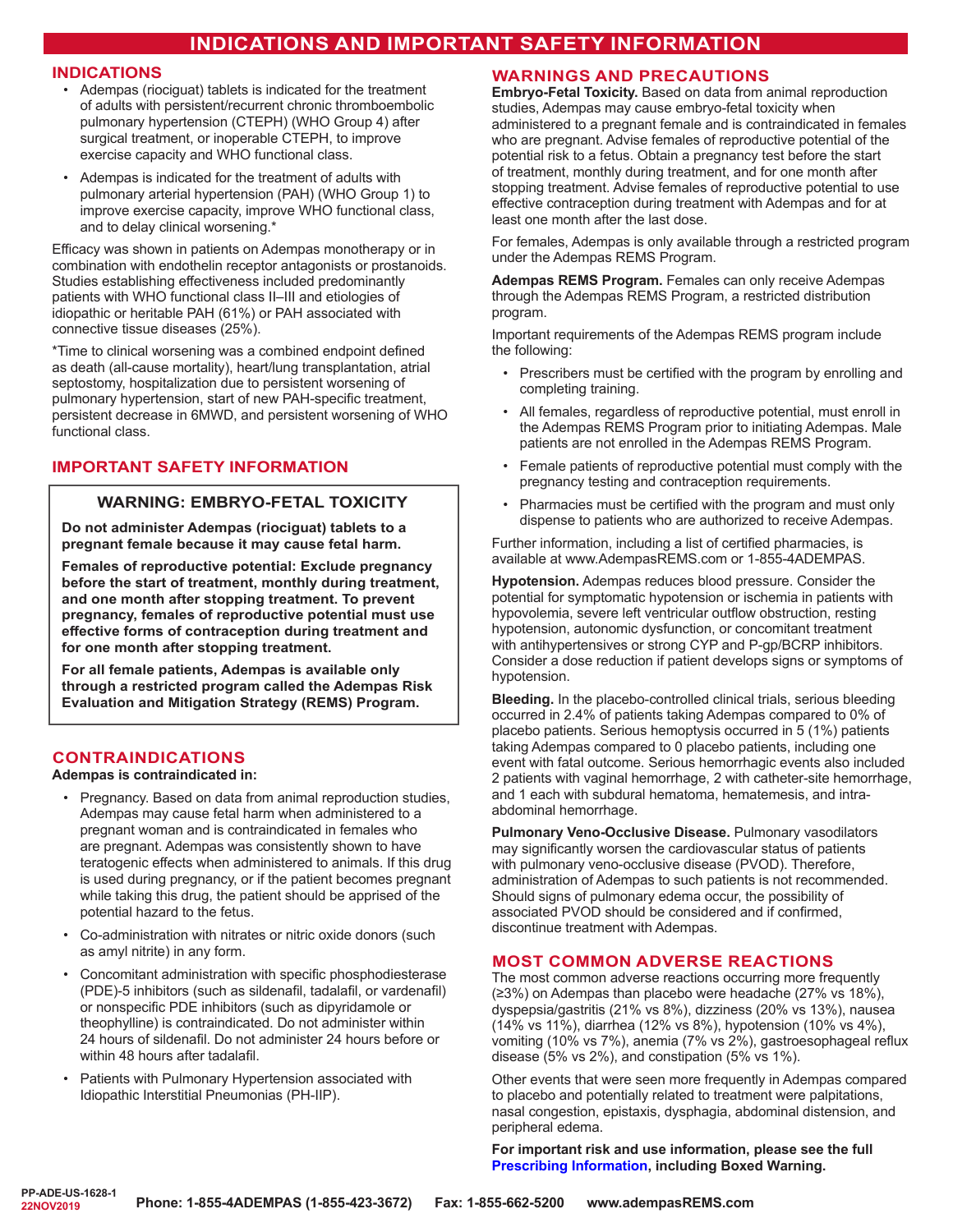# INDICATIONS AND IMPORTANT SAFETY INFORMATION

## INDICATIONS

- Adempas (riociguat) tablets is indicated for the treatment of adults with persistent/recurrent chronic thromboembolic pulmonary hypertension (CTEPH) (WHO Group 4) after surgical treatment, or inoperable CTEPH, to improve exercise capacity and WHO functional class.
- Adempas is indicated for the treatment of adults with pulmonary arterial hypertension (PAH) (WHO Group 1) to improve exercise capacity, improve WHO functional class, and to delay clinical worsening.*

Efficacy was shown in patients on Adempas monotherapy or in combination with endothelin receptor antagonists or prostanoids. Studies establishing effectiveness included predominantly patients with WHO functional class II–III and etiologies of idiopathic or heritable PAH (61%) or PAH associated with connective tissue diseases (25%).

*Time to clinical worsening was a combined endpoint defined as death (all-cause mortality), heart/lung transplantation, atrial septostomy, hospitalization due to persistent worsening of pulmonary hypertension, start of new PAH-specific treatment, persistent decrease in 6MWD, and persistent worsening of WHO functional class.

## IMPORTANT SAFETY INFORMATION

### WARNING: EMBRYO-FETAL TOXICITY

**Do not administer Adempas (riociguat) tablets to a pregnant female because it may cause fetal harm.**

**Females of reproductive potential: Exclude pregnancy before the start of treatment, monthly during treatment, and one month after stopping treatment. To prevent pregnancy, females of reproductive potential must use effective forms of contraception during treatment and for one month after stopping treatment.**

**For all female patients, Adempas is available only through a restricted program called the Adempas Risk Evaluation and Mitigation Strategy (REMS) Program.**

## CONTRAINDICATIONS

**Adempas is contraindicated in:**

- Pregnancy. Based on data from animal reproduction studies, Adempas may cause fetal harm when administered to a pregnant woman and is contraindicated in females who are pregnant. Adempas was consistently shown to have teratogenic effects when administered to animals. If this drug is used during pregnancy, or if the patient becomes pregnant while taking this drug, the patient should be apprised of the potential hazard to the fetus.
- Co-administration with nitrates or nitric oxide donors (such as amyl nitrite) in any form.
- Concomitant administration with specific phosphodiesterase (PDE)-5 inhibitors (such as sildenafil, tadalafil, or vardenafil) or nonspecific PDE inhibitors (such as dipyridamole or theophylline) is contraindicated. Do not administer within 24 hours of sildenafil. Do not administer 24 hours before or within 48 hours after tadalafil.
- Patients with Pulmonary Hypertension associated with Idiopathic Interstitial Pneumonias (PH-IIP).

## WARNINGS AND PRECAUTIONS

**Embryo-Fetal Toxicity.** Based on data from animal reproduction studies, Adempas may cause embryo-fetal toxicity when administered to a pregnant female and is contraindicated in females who are pregnant. Advise females of reproductive potential of the potential risk to a fetus. Obtain a pregnancy test before the start of treatment, monthly during treatment, and for one month after stopping treatment. Advise females of reproductive potential to use effective contraception during treatment with Adempas and for at least one month after the last dose.

For females, Adempas is only available through a restricted program under the Adempas REMS Program.

**Adempas REMS Program.** Females can only receive Adempas through the Adempas REMS Program, a restricted distribution program.

Important requirements of the Adempas REMS program include the following:

- Prescribers must be certified with the program by enrolling and completing training.
- All females, regardless of reproductive potential, must enroll in the Adempas REMS Program prior to initiating Adempas. Male patients are not enrolled in the Adempas REMS Program.
- Female patients of reproductive potential must comply with the pregnancy testing and contraception requirements.
- Pharmacies must be certified with the program and must only dispense to patients who are authorized to receive Adempas.

Further information, including a list of certified pharmacies, is available at www.AdempasREMS.com or 1-855-4ADEMPAS.

**Hypotension.** Adempas reduces blood pressure. Consider the potential for symptomatic hypotension or ischemia in patients with hypovolemia, severe left ventricular outflow obstruction, resting hypotension, autonomic dysfunction, or concomitant treatment with antihypertensives or strong CYP and P-gp/BCRP inhibitors. Consider a dose reduction if patient develops signs or symptoms of hypotension.

**Bleeding.** In the placebo-controlled clinical trials, serious bleeding occurred in 2.4% of patients taking Adempas compared to 0% of placebo patients. Serious hemoptysis occurred in 5 (1%) patients taking Adempas compared to 0 placebo patients, including one event with fatal outcome. Serious hemorrhagic events also included 2 patients with vaginal hemorrhage, 2 with catheter-site hemorrhage, and 1 each with subdural hematoma, hematemesis, and intra-abdominal hemorrhage.

**Pulmonary Veno-Occlusive Disease.** Pulmonary vasodilators may significantly worsen the cardiovascular status of patients with pulmonary veno-occlusive disease (PVOD). Therefore, administration of Adempas to such patients is not recommended. Should signs of pulmonary edema occur, the possibility of associated PVOD should be considered and if confirmed, discontinue treatment with Adempas.

## MOST COMMON ADVERSE REACTIONS

The most common adverse reactions occurring more frequently (≥3%) on Adempas than placebo were headache (27% vs 18%), dyspepsia/gastritis (21% vs 8%), dizziness (20% vs 13%), nausea (14% vs 11%), diarrhea (12% vs 8%), hypotension (10% vs 4%), vomiting (10% vs 7%), anemia (7% vs 2%), gastroesophageal reflux disease (5% vs 2%), and constipation (5% vs 1%).

Other events that were seen more frequently in Adempas compared to placebo and potentially related to treatment were palpitations, nasal congestion, epistaxis, dysphagia, abdominal distension, and peripheral edema.

**For important risk and use information, please see the full Prescribing Information, including Boxed Warning.**

PP-ADE-US-1628-1
22NOV2019

Phone: 1-855-4ADEMPAS (1-855-423-3672) Fax: 1-855-662-5200 www.adempasREMS.com